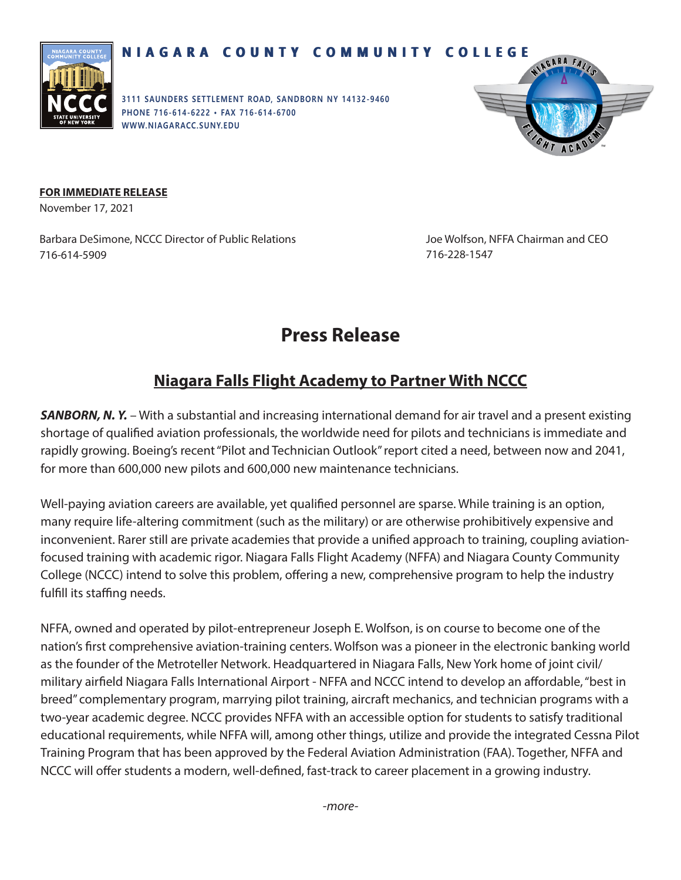**NIAGARA COUNTY COMMUNITY COLLEGE**

3111 SAUNDERS SETTLEMENT ROAD, SANDBORN NY 14132-9460
PHONE 716-614-6222 • FAX 716-614-6700
WWW.NIAGARACC.SUNY.EDU

**FOR IMMEDIATE RELEASE**
November 17, 2021

Barbara DeSimone, NCCC Director of Public Relations
716-614-5909

Joe Wolfson, NFFA Chairman and CEO
716-228-1547

# Press Release

## Niagara Falls Flight Academy to Partner With NCCC

***SANBORN, N. Y.*** – With a substantial and increasing international demand for air travel and a present existing shortage of qualified aviation professionals, the worldwide need for pilots and technicians is immediate and rapidly growing. Boeing's recent "Pilot and Technician Outlook" report cited a need, between now and 2041, for more than 600,000 new pilots and 600,000 new maintenance technicians.

Well-paying aviation careers are available, yet qualified personnel are sparse. While training is an option, many require life-altering commitment (such as the military) or are otherwise prohibitively expensive and inconvenient. Rarer still are private academies that provide a unified approach to training, coupling aviation-focused training with academic rigor. Niagara Falls Flight Academy (NFFA) and Niagara County Community College (NCCC) intend to solve this problem, offering a new, comprehensive program to help the industry fulfill its staffing needs.

NFFA, owned and operated by pilot-entrepreneur Joseph E. Wolfson, is on course to become one of the nation's first comprehensive aviation-training centers. Wolfson was a pioneer in the electronic banking world as the founder of the Metroteller Network. Headquartered in Niagara Falls, New York home of joint civil/military airfield Niagara Falls International Airport - NFFA and NCCC intend to develop an affordable, "best in breed" complementary program, marrying pilot training, aircraft mechanics, and technician programs with a two-year academic degree. NCCC provides NFFA with an accessible option for students to satisfy traditional educational requirements, while NFFA will, among other things, utilize and provide the integrated Cessna Pilot Training Program that has been approved by the Federal Aviation Administration (FAA). Together, NFFA and NCCC will offer students a modern, well-defined, fast-track to career placement in a growing industry.

*-more-*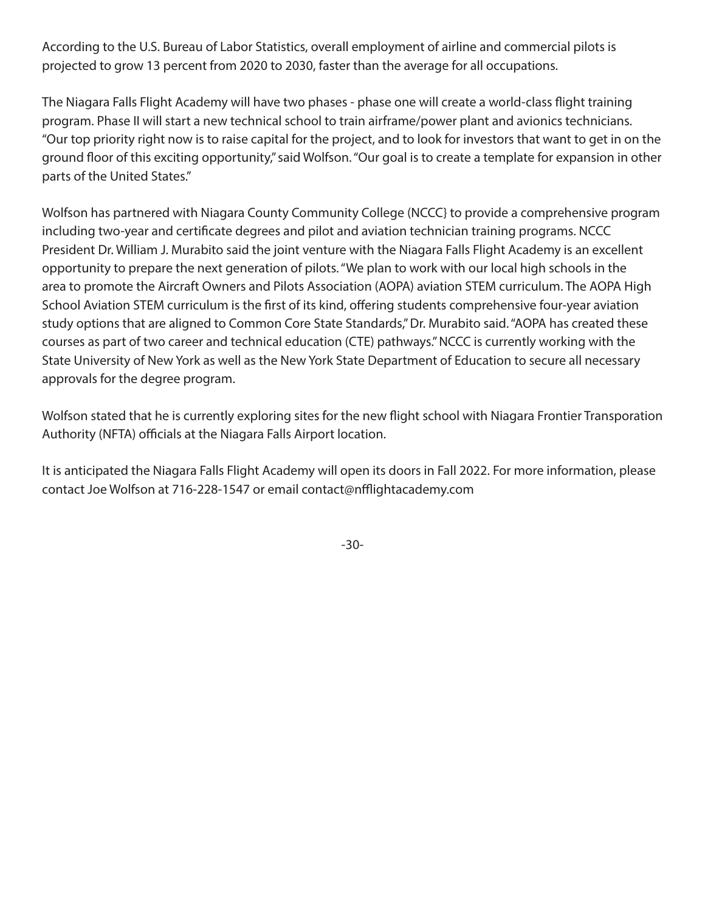According to the U.S. Bureau of Labor Statistics, overall employment of airline and commercial pilots is projected to grow 13 percent from 2020 to 2030, faster than the average for all occupations.

The Niagara Falls Flight Academy will have two phases - phase one will create a world-class flight training program. Phase II will start a new technical school to train airframe/power plant and avionics technicians. "Our top priority right now is to raise capital for the project, and to look for investors that want to get in on the ground floor of this exciting opportunity," said Wolfson. "Our goal is to create a template for expansion in other parts of the United States."

Wolfson has partnered with Niagara County Community College (NCCC} to provide a comprehensive program including two-year and certificate degrees and pilot and aviation technician training programs. NCCC President Dr. William J. Murabito said the joint venture with the Niagara Falls Flight Academy is an excellent opportunity to prepare the next generation of pilots. "We plan to work with our local high schools in the area to promote the Aircraft Owners and Pilots Association (AOPA) aviation STEM curriculum. The AOPA High School Aviation STEM curriculum is the first of its kind, offering students comprehensive four-year aviation study options that are aligned to Common Core State Standards," Dr. Murabito said. "AOPA has created these courses as part of two career and technical education (CTE) pathways." NCCC is currently working with the State University of New York as well as the New York State Department of Education to secure all necessary approvals for the degree program.

Wolfson stated that he is currently exploring sites for the new flight school with Niagara Frontier Transporation Authority (NFTA) officials at the Niagara Falls Airport location.

It is anticipated the Niagara Falls Flight Academy will open its doors in Fall 2022. For more information, please contact Joe Wolfson at 716-228-1547 or email contact@nfflightacademy.com

-30-